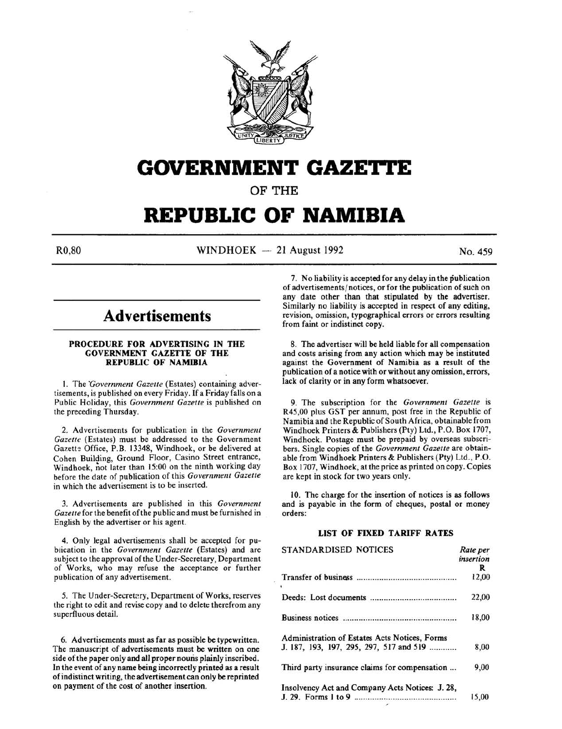# GOVERNMENT GAZETTE

## OF THE

# REPUBLIC OF NAMIBIA

R0,80 WINDHOEK — 21 August 1992 No. 459

## Advertisements

### PROCEDURE FOR ADVERTISING IN THE GOVERNMENT GAZETTE OF THE REPUBLIC OF NAMIBIA

1. The *Government Gazette* (Estates) containing advertisements, is published on every Friday. If a Friday falls on a Public Holiday, this *Government Gazette* is published on the preceding Thursday.

2. Advertisements for publication in the *Government Gazette* (Estates) must be addressed to the Government Gazette Office, P.B. 13348, Windhoek, or be delivered at Cohen Building, Ground Floor, Casino Street entrance, Windhoek, not later than 15:00 on the ninth working day before the date of publication of this *Government Gazette* in which the advertisement is to be inserted.

3. Advertisements are published in this *Government Gazette* for the benefit of the public and must be furnished in English by the advertiser or his agent.

4. Only legal advertisements shall be accepted for publication in the *Government Gazette* (Estates) and are subject to the approval of the Under-Secretary, Department of Works, who may refuse the acceptance or further publication of any advertisement.

5. The Under-Secretary, Department of Works, reserves the right to edit and revise copy and to delete therefrom any superfluous detail.

6. Advertisements must as far as possible be typewritten. The manuscript of advertisements must be written on one side of the paper only and all proper nouns plainly inscribed. In the event of any name being incorrectly printed as a result of indistinct writing, the advertisement can only be reprinted on payment of the cost of another insertion.

7. No liability is accepted for any delay in the publication of advertisements/notices, or for the publication of such on any date other than that stipulated by the advertiser. Similarly no liability is accepted in respect of any editing, revision, omission, typographical errors or errors resulting from faint or indistinct copy.

8. The advertiser will be held liable for all compensation and costs arising from any action which may be instituted against the Government of Namibia as a result of the publication of a notice with or without any omission, errors, lack of clarity or in any form whatsoever.

9. The subscription for the *Government Gazette* is R45,00 plus GST per annum, post free in the Republic of Namibia and the Republic of South Africa, obtainable from Windhoek Printers & Publishers (Pty) Ltd., P.O. Box 1707, Windhoek. Postage must be prepaid by overseas subscribers. Single copies of the *Government Gazette* are obtainable from Windhoek Printers & Publishers (Pty) Ltd., P.O. Box 1707, Windhoek, at the price as printed on copy. Copies are kept in stock for two years only.

10. The charge for the insertion of notices is as follows and is payable in the form of cheques, postal or money orders:

### LIST OF FIXED TARIFF RATES

| STANDARDISED NOTICES | *Rate per insertion* R |
|---|---|
| Transfer of business | 12,00 |
| Deeds: Lost documents | 22,00 |
| Business notices | 18,00 |
| Administration of Estates Acts Notices, Forms J. 187, 193, 197, 295, 297, 517 and 519 | 8,00 |
| Third party insurance claims for compensation | 9,00 |
| Insolvency Act and Company Acts Notices: J. 28, J. 29. Forms 1 to 9 | 15,00 |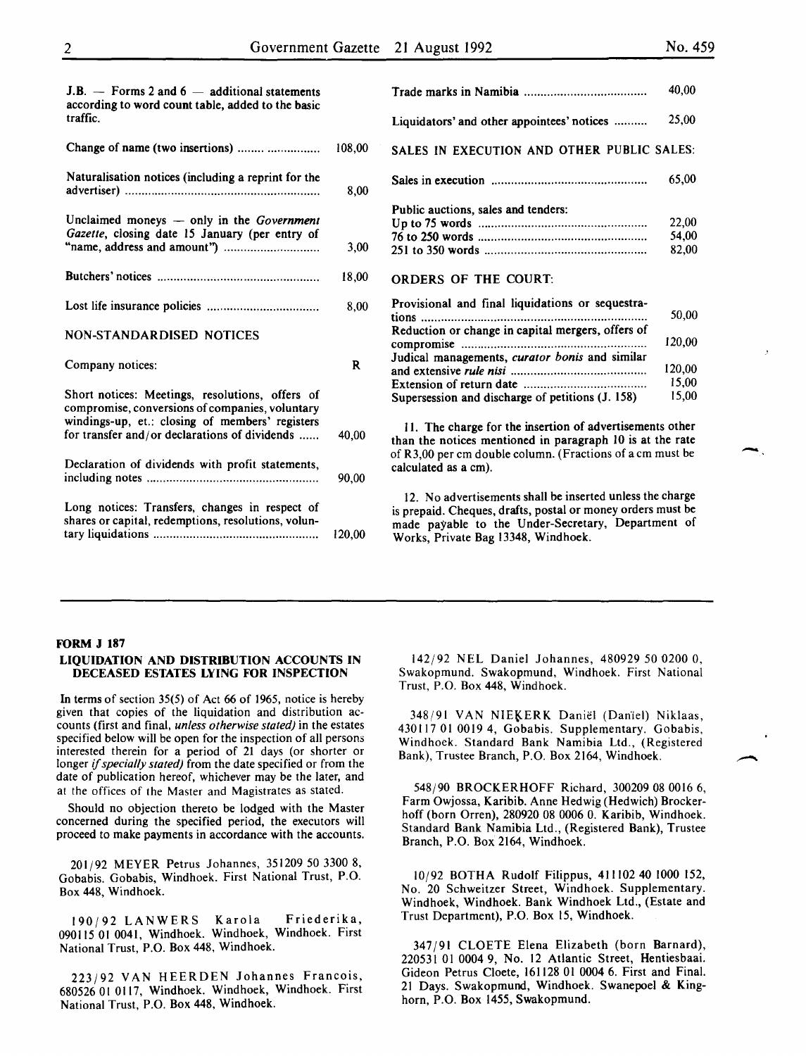| | |
|---|---|
| J.B. — Forms 2 and 6 — additional statements according to word count table, added to the basic traffic. | |
| Change of name (two insertions) | 108,00 |
| Naturalisation notices (including a reprint for the advertiser) | 8,00 |
| Unclaimed moneys — only in the *Government Gazette*, closing date 15 January (per entry of "name, address and amount") | 3,00 |
| Butchers' notices | 18,00 |
| Lost life insurance policies | 8,00 |

NON-STANDARDISED NOTICES

| | |
|---|---|
| Company notices: | R |
| Short notices: Meetings, resolutions, offers of compromise, conversions of companies, voluntary windings-up, et.: closing of members' registers for transfer and/or declarations of dividends | 40,00 |
| Declaration of dividends with profit statements, including notes | 90,00 |
| Long notices: Transfers, changes in respect of shares or capital, redemptions, resolutions, voluntary liquidations | 120,00 |
| Trade marks in Namibia | 40,00 |
| Liquidators' and other appointees' notices | 25,00 |

SALES IN EXECUTION AND OTHER PUBLIC SALES:

| | |
|---|---|
| Sales in execution | 65,00 |
| Public auctions, sales and tenders: | |
| Up to 75 words | 22,00 |
| 76 to 250 words | 54,00 |
| 251 to 350 words | 82,00 |

ORDERS OF THE COURT:

| | |
|---|---|
| Provisional and final liquidations or sequestrations | 50,00 |
| Reduction or change in capital mergers, offers of compromise | 120,00 |
| Judical managements, *curator bonis* and similar and extensive *rule nisi* | 120,00 |
| Extension of return date | 15,00 |
| Supersession and discharge of petitions (J. 158) | 15,00 |

11. The charge for the insertion of advertisements other than the notices mentioned in paragraph 10 is at the rate of R3,00 per cm double column. (Fractions of a cm must be calculated as a cm).

12. No advertisements shall be inserted unless the charge is prepaid. Cheques, drafts, postal or money orders must be made payable to the Under-Secretary, Department of Works, Private Bag 13348, Windhoek.

---

**FORM J 187**

## LIQUIDATION AND DISTRIBUTION ACCOUNTS IN DECEASED ESTATES LYING FOR INSPECTION

In terms of section 35(5) of Act 66 of 1965, notice is hereby given that copies of the liquidation and distribution accounts (first and final, *unless otherwise stated)* in the estates specified below will be open for the inspection of all persons interested therein for a period of 21 days (or shorter or longer *if specially stated)* from the date specified or from the date of publication hereof, whichever may be the later, and at the offices of the Master and Magistrates as stated.

Should no objection thereto be lodged with the Master concerned during the specified period, the executors will proceed to make payments in accordance with the accounts.

201/92 MEYER Petrus Johannes, 351209 50 3300 8, Gobabis. Gobabis, Windhoek. First National Trust, P.O. Box 448, Windhoek.

190/92 LANWERS Karola Friederika, 090115 01 0041, Windhoek. Windhoek, Windhoek. First National Trust, P.O. Box 448, Windhoek.

223/92 VAN HEERDEN Johannes Francois, 680526 01 0117, Windhoek. Windhoek, Windhoek. First National Trust, P.O. Box 448, Windhoek.

142/92 NEL Daniel Johannes, 480929 50 0200 0, Swakopmund. Swakopmund, Windhoek. First National Trust, P.O. Box 448, Windhoek.

348/91 VAN NIEKERK Daniël (Daniël) Niklaas, 430117 01 0019 4, Gobabis. Supplementary. Gobabis, Windhoek. Standard Bank Namibia Ltd., (Registered Bank), Trustee Branch, P.O. Box 2164, Windhoek.

548/90 BROCKERHOFF Richard, 300209 08 0016 6, Farm Owjossa, Karibib. Anne Hedwig (Hedwich) Brockerhoff (born Orren), 280920 08 0006 0. Karibib, Windhoek. Standard Bank Namibia Ltd., (Registered Bank), Trustee Branch, P.O. Box 2164, Windhoek.

10/92 BOTHA Rudolf Filippus, 411102 40 1000 152, No. 20 Schweitzer Street, Windhoek. Supplementary. Windhoek, Windhoek. Bank Windhoek Ltd., (Estate and Trust Department), P.O. Box 15, Windhoek.

347/91 CLOETE Elena Elizabeth (born Barnard), 220531 01 0004 9, No. 12 Atlantic Street, Hentiesbaai. Gideon Petrus Cloete, 161128 01 0004 6. First and Final. 21 Days. Swakopmund, Windhoek. Swanepoel & Kinghorn, P.O. Box 1455, Swakopmund.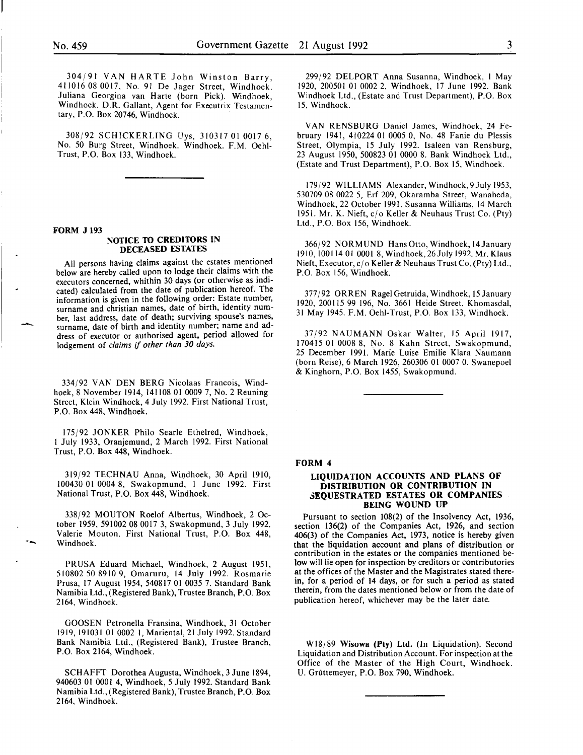304/91 VAN HARTE John Winston Barry, 411016 08 0017, No. 91 De Jager Street, Windhoek. Juliana Georgina van Harte (born Pick). Windhoek, Windhoek. D.R. Gallant, Agent for Executrix Testamentary, P.O. Box 20746, Windhoek.

308/92 SCHICKERLING Uys, 310317 01 0017 6, No. 50 Burg Street, Windhoek. Windhoek. F.M. Oehl-Trust, P.O. Box 133, Windhoek.

**FORM J 193**

## NOTICE TO CREDITORS IN DECEASED ESTATES

All persons having claims against the estates mentioned below are hereby called upon to lodge their claims with the executors concerned, whithin 30 days (or otherwise as indicated) calculated from the date of publication hereof. The information is given in the following order: Estate number, surname and christian names, date of birth, identity number, last address, date of death; surviving spouse's names, surname, date of birth and identity number; name and address of executor or authorised agent, period allowed for lodgement of *claims if other than 30 days.*

334/92 VAN DEN BERG Nicolaas Francois, Windhoek, 8 November 1914, 141108 01 0009 7, No. 2 Reuning Street, Klein Windhoek, 4 July 1992. First National Trust, P.O. Box 448, Windhoek.

175/92 JONKER Philo Searle Ethelred, Windhoek, 1 July 1933, Oranjemund, 2 March 1992. First National Trust, P.O. Box 448, Windhoek.

319/92 TECHNAU Anna, Windhoek, 30 April 1910, 100430 01 0004 8, Swakopmund, 1 June 1992. First National Trust, P.O. Box 448, Windhoek.

338/92 MOUTON Roelof Albertus, Windhoek, 2 October 1959, 591002 08 0017 3, Swakopmund, 3 July 1992. Valerie Mouton. First National Trust, P.O. Box 448, Windhoek.

PRUSA Eduard Michael, Windhoek, 2 August 1951, 510802 50 8910 9, Omaruru, 14 July 1992. Rosmarie Prusa, 17 August 1954, 540817 01 0035 7. Standard Bank Namibia Ltd., (Registered Bank), Trustee Branch, P.O. Box 2164, Windhoek.

GOOSEN Petronella Fransina, Windhoek, 31 October 1919, 191031 01 0002 1, Mariental, 21 July 1992. Standard Bank Namibia Ltd., (Registered Bank), Trustee Branch, P.O. Box 2164, Windhoek.

SCHAFFT Dorothea Augusta, Windhoek, 3 June 1894, 940603 01 0001 4, Windhoek, 5 July 1992. Standard Bank Namibia Ltd., (Registered Bank), Trustee Branch, P.O. Box 2164, Windhoek.

299/92 DELPORT Anna Susanna, Windhoek, 1 May 1920, 200501 01 0002 2, Windhoek, 17 June 1992. Bank Windhoek Ltd., (Estate and Trust Department), P.O. Box 15, Windhoek.

VAN RENSBURG Daniel James, Windhoek, 24 February 1941, 410224 01 0005 0, No. 48 Fanie du Plessis Street, Olympia, 15 July 1992. Isaleen van Rensburg, 23 August 1950, 500823 01 0000 8. Bank Windhoek Ltd., (Estate and Trust Department), P.O. Box 15, Windhoek.

179/92 WILLIAMS Alexander, Windhoek, 9 July 1953, 530709 08 0022 5, Erf 209, Okaramba Street, Wanaheda, Windhoek, 22 October 1991. Susanna Williams, 14 March 1951. Mr. K. Nieft, c/o Keller & Neuhaus Trust Co. (Pty) Ltd., P.O. Box 156, Windhoek.

366/92 NORMUND Hans Otto, Windhoek, 14 January 1910, 100114 01 0001 8, Windhoek, 26 July 1992. Mr. Klaus Nieft, Executor, c/o Keller & Neuhaus Trust Co. (Pty) Ltd., P.O. Box 156, Windhoek.

377/92 ORREN Ragel Getruida, Windhoek, 15 January 1920, 200115 99 196, No. 3661 Heide Street, Khomasdal, 31 May 1945. F.M. Oehl-Trust, P.O. Box 133, Windhoek.

37/92 NAUMANN Oskar Walter, 15 April 1917, 170415 01 0008 8, No. 8 Kahn Street, Swakopmund, 25 December 1991. Marie Luise Emilie Klara Naumann (born Reise), 6 March 1926, 260306 01 0007 0. Swanepoel & Kinghorn, P.O. Box 1455, Swakopmund.

**FORM 4**

## LIQUIDATION ACCOUNTS AND PLANS OF DISTRIBUTION OR CONTRIBUTION IN SEQUESTRATED ESTATES OR COMPANIES BEING WOUND UP

Pursuant to section 108(2) of the Insolvency Act, 1936, section 136(2) of the Companies Act, 1926, and section 406(3) of the Companies Act, 1973, notice is hereby given that the liquidation account and plans of distribution or contribution in the estates or the companies mentioned below will lie open for inspection by creditors or contributories at the offices of the Master and the Magistrates stated therein, for a period of 14 days, or for such a period as stated therein, from the dates mentioned below or from the date of publication hereof, whichever may be the later date.

W18/89 **Wisowa (Pty) Ltd.** (In Liquidation). Second Liquidation and Distribution Account. For inspection at the Office of the Master of the High Court, Windhoek. U. Grüttemeyer, P.O. Box 790, Windhoek.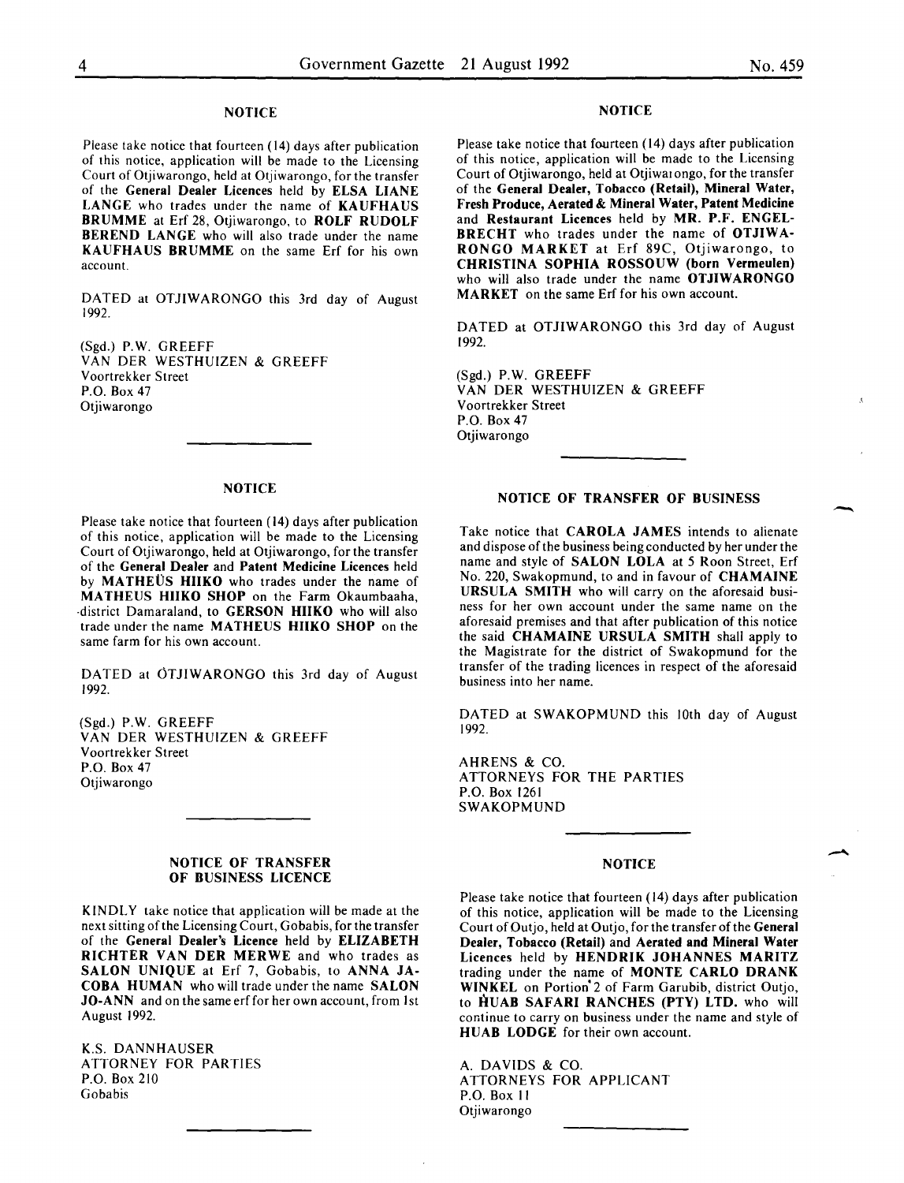### NOTICE

Please take notice that fourteen (14) days after publication of this notice, application will be made to the Licensing Court of Otjiwarongo, held at Otjiwarongo, for the transfer of the **General Dealer Licences** held by **ELSA LIANE LANGE** who trades under the name of **KAUFHAUS BRUMME** at Erf 28, Otjiwarongo, to **ROLF RUDOLF BEREND LANGE** who will also trade under the name **KAUFHAUS BRUMME** on the same Erf for his own account.

DATED at OTJIWARONGO this 3rd day of August 1992.

(Sgd.) P.W. GREEFF
VAN DER WESTHUIZEN & GREEFF
Voortrekker Street
P.O. Box 47
Otjiwarongo

---

### NOTICE

Please take notice that fourteen (14) days after publication of this notice, application will be made to the Licensing Court of Otjiwarongo, held at Otjiwarongo, for the transfer of the **General Dealer** and **Patent Medicine Licences** held by **MATHEÜS HIIKO** who trades under the name of **MATHEUS HIIKO SHOP** on the Farm Okaumbaaha, district Damaraland, to **GERSON HIIKO** who will also trade under the name **MATHEUS HIIKO SHOP** on the same farm for his own account.

DATED at ÖTJIWARONGO this 3rd day of August 1992.

(Sgd.) P.W. GREEFF
VAN DER WESTHUIZEN & GREEFF
Voortrekker Street
P.O. Box 47
Otjiwarongo

---

### NOTICE OF TRANSFER OF BUSINESS LICENCE

KINDLY take notice that application will be made at the next sitting of the Licensing Court, Gobabis, for the transfer of the **General Dealer's Licence** held by **ELIZABETH RICHTER VAN DER MERWE** and who trades as **SALON UNIQUE** at Erf 7, Gobabis, to **ANNA JACOBA HUMAN** who will trade under the name **SALON JO-ANN** and on the same erf for her own account, from 1st August 1992.

K.S. DANNHAUSER
ATTORNEY FOR PARTIES
P.O. Box 210
Gobabis

---

### NOTICE

Please take notice that fourteen (14) days after publication of this notice, application will be made to the Licensing Court of Otjiwarongo, held at Otjiwarongo, for the transfer of the **General Dealer, Tobacco (Retail), Mineral Water, Fresh Produce, Aerated & Mineral Water, Patent Medicine** and **Restaurant Licences** held by **MR. P.F. ENGELBRECHT** who trades under the name of **OTJIWARONGO MARKET** at Erf 89C, Otjiwarongo, to **CHRISTINA SOPHIA ROSSOUW (born Vermeulen)** who will also trade under the name **OTJIWARONGO MARKET** on the same Erf for his own account.

DATED at OTJIWARONGO this 3rd day of August 1992.

(Sgd.) P.W. GREEFF
VAN DER WESTHUIZEN & GREEFF
Voortrekker Street
P.O. Box 47
Otjiwarongo

---

### NOTICE OF TRANSFER OF BUSINESS

Take notice that **CAROLA JAMES** intends to alienate and dispose of the business being conducted by her under the name and style of **SALON LOLA** at 5 Roon Street, Erf No. 220, Swakopmund, to and in favour of **CHAMAINE URSULA SMITH** who will carry on the aforesaid business for her own account under the same name on the aforesaid premises and that after publication of this notice the said **CHAMAINE URSULA SMITH** shall apply to the Magistrate for the district of Swakopmund for the transfer of the trading licences in respect of the aforesaid business into her name.

DATED at SWAKOPMUND this 10th day of August 1992.

AHRENS & CO.
ATTORNEYS FOR THE PARTIES
P.O. Box 1261
SWAKOPMUND

---

### NOTICE

Please take notice that fourteen (14) days after publication of this notice, application will be made to the Licensing Court of Outjo, held at Outjo, for the transfer of the **General Dealer, Tobacco (Retail)** and **Aerated and Mineral Water Licences** held by **HENDRIK JOHANNES MARITZ** trading under the name of **MONTE CARLO DRANK WINKEL** on Portion 2 of Farm Garubib, district Outjo, to **HUAB SAFARI RANCHES (PTY) LTD.** who will continue to carry on business under the name and style of **HUAB LODGE** for their own account.

A. DAVIDS & CO.
ATTORNEYS FOR APPLICANT
P.O. Box 11
Otjiwarongo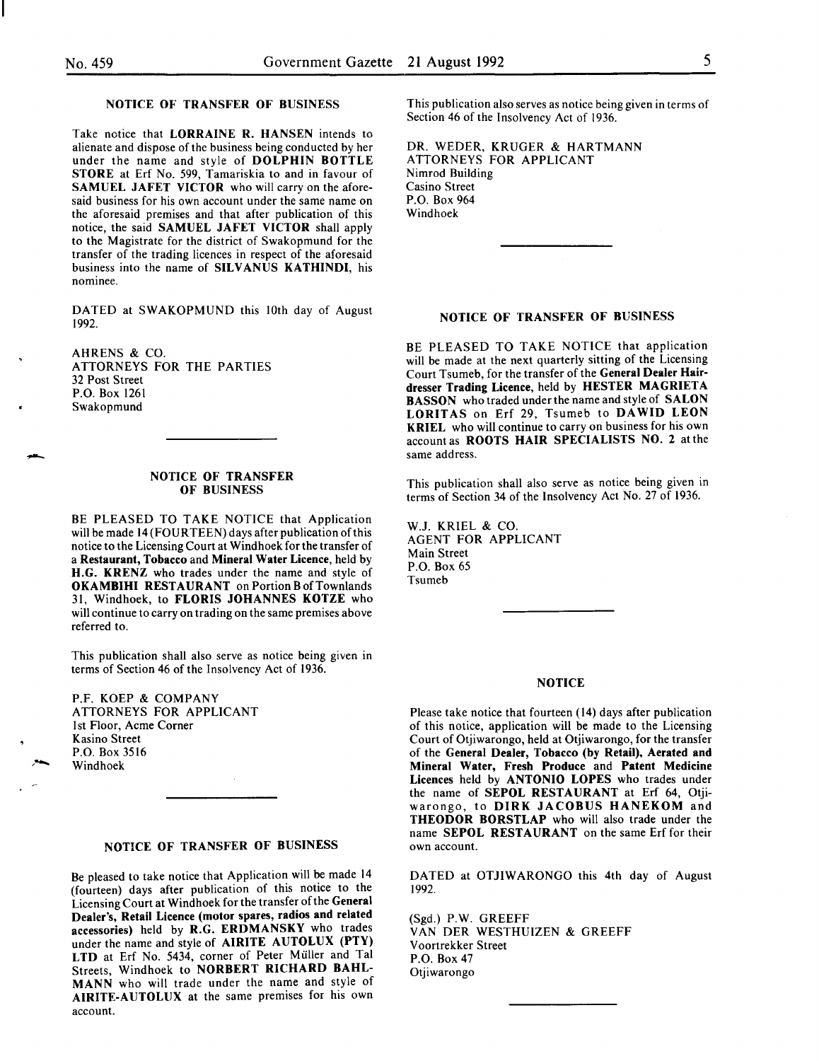## NOTICE OF TRANSFER OF BUSINESS

Take notice that **LORRAINE R. HANSEN** intends to alienate and dispose of the business being conducted by her under the name and style of **DOLPHIN BOTTLE STORE** at Erf No. 599, Tamariskia to and in favour of **SAMUEL JAFET VICTOR** who will carry on the aforesaid business for his own account under the same name on the aforesaid premises and that after publication of this notice, the said **SAMUEL JAFET VICTOR** shall apply to the Magistrate for the district of Swakopmund for the transfer of the trading licences in respect of the aforesaid business into the name of **SILVANUS KATHINDI**, his nominee.

DATED at SWAKOPMUND this 10th day of August 1992.

AHRENS & CO.
ATTORNEYS FOR THE PARTIES
32 Post Street
P.O. Box 1261
Swakopmund

---

## NOTICE OF TRANSFER OF BUSINESS

BE PLEASED TO TAKE NOTICE that Application will be made 14 (FOURTEEN) days after publication of this notice to the Licensing Court at Windhoek for the transfer of a **Restaurant, Tobacco** and **Mineral Water Licence**, held by **H.G. KRENZ** who trades under the name and style of **OKAMBIHI RESTAURANT** on Portion B of Townlands 31, Windhoek, to **FLORIS JOHANNES KOTZE** who will continue to carry on trading on the same premises above referred to.

This publication shall also serve as notice being given in terms of Section 46 of the Insolvency Act of 1936.

P.F. KOEP & COMPANY
ATTORNEYS FOR APPLICANT
1st Floor, Acme Corner
Kasino Street
P.O. Box 3516
Windhoek

---

## NOTICE OF TRANSFER OF BUSINESS

Be pleased to take notice that Application will be made 14 (fourteen) days after publication of this notice to the Licensing Court at Windhoek for the transfer of the **General Dealer's, Retail Licence (motor spares, radios and related accessories)** held by **R.G. ERDMANSKY** who trades under the name and style of **AIRITE AUTOLUX (PTY) LTD** at Erf No. 5434, corner of Peter Müller and Tal Streets, Windhoek to **NORBERT RICHARD BAHLMANN** who will trade under the name and style of **AIRITE-AUTOLUX** at the same premises for his own account.

This publication also serves as notice being given in terms of Section 46 of the Insolvency Act of 1936.

DR. WEDER, KRUGER & HARTMANN
ATTORNEYS FOR APPLICANT
Nimrod Building
Casino Street
P.O. Box 964
Windhoek

---

## NOTICE OF TRANSFER OF BUSINESS

BE PLEASED TO TAKE NOTICE that application will be made at the next quarterly sitting of the Licensing Court Tsumeb, for the transfer of the **General Dealer Hairdresser Trading Licence**, held by **HESTER MAGRIETA BASSON** who traded under the name and style of **SALON LORITAS** on Erf 29, Tsumeb to **DAWID LEON KRIEL** who will continue to carry on business for his own account as **ROOTS HAIR SPECIALISTS NO. 2** at the same address.

This publication shall also serve as notice being given in terms of Section 34 of the Insolvency Act No. 27 of 1936.

W.J. KRIEL & CO.
AGENT FOR APPLICANT
Main Street
P.O. Box 65
Tsumeb

---

## NOTICE

Please take notice that fourteen (14) days after publication of this notice, application will be made to the Licensing Court of Otjiwarongo, held at Otjiwarongo, for the transfer of the **General Dealer, Tobacco (by Retail), Aerated and Mineral Water, Fresh Produce** and **Patent Medicine Licences** held by **ANTONIO LOPES** who trades under the name of **SEPOL RESTAURANT** at Erf 64, Otjiwarongo, to **DIRK JACOBUS HANEKOM** and **THEODOR BORSTLAP** who will also trade under the name **SEPOL RESTAURANT** on the same Erf for their own account.

DATED at OTJIWARONGO this 4th day of August 1992.

(Sgd.) P.W. GREEFF
VAN DER WESTHUIZEN & GREEFF
Voortrekker Street
P.O. Box 47
Otjiwarongo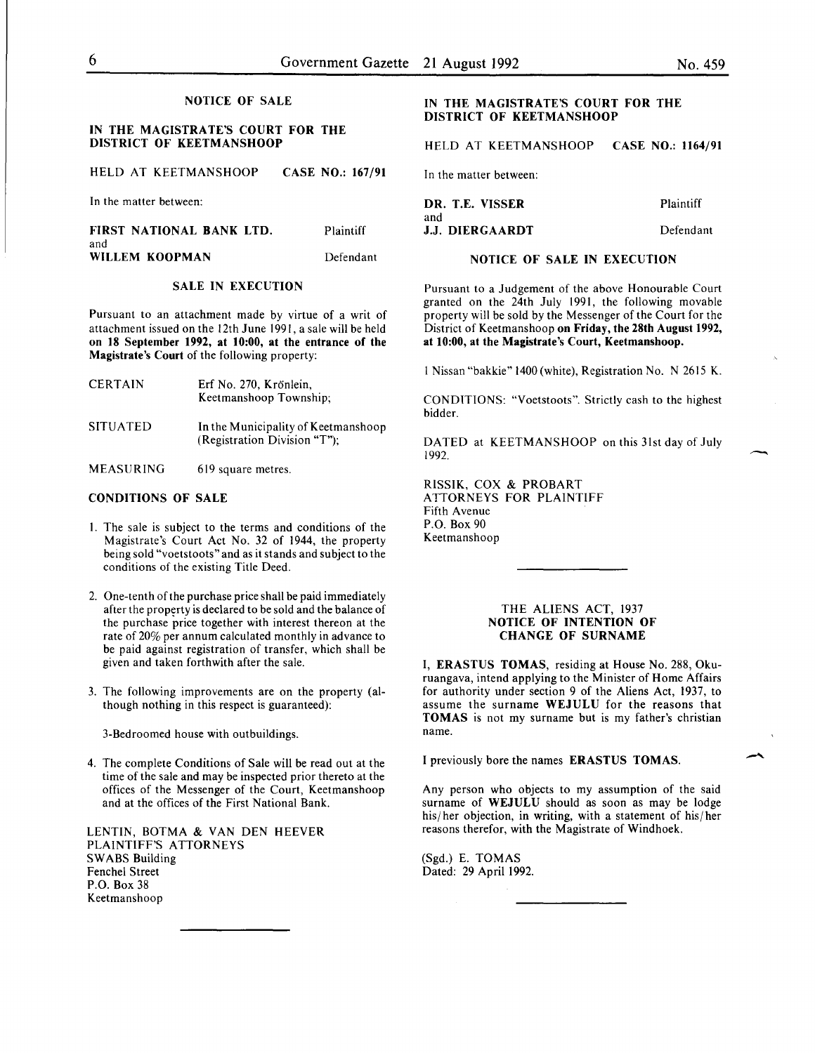## NOTICE OF SALE

**IN THE MAGISTRATE'S COURT FOR THE DISTRICT OF KEETMANSHOOP**

HELD AT KEETMANSHOOP **CASE NO.: 167/91**

In the matter between:

| | |
|---|---|
| **FIRST NATIONAL BANK LTD.** | Plaintiff |
| and | |
| **WILLEM KOOPMAN** | Defendant |

**SALE IN EXECUTION**

Pursuant to an attachment made by virtue of a writ of attachment issued on the 12th June 1991, a sale will be held **on 18 September 1992, at 10:00, at the entrance of the Magistrate's Court** of the following property:

| | |
|---|---|
| CERTAIN | Erf No. 270, Krönlein, Keetmanshoop Township; |
| SITUATED | In the Municipality of Keetmanshoop (Registration Division "T"); |
| MEASURING | 619 square metres. |

**CONDITIONS OF SALE**

1. The sale is subject to the terms and conditions of the Magistrate's Court Act No. 32 of 1944, the property being sold "voetstoots" and as it stands and subject to the conditions of the existing Title Deed.

2. One-tenth of the purchase price shall be paid immediately after the property is declared to be sold and the balance of the purchase price together with interest thereon at the rate of 20% per annum calculated monthly in advance to be paid against registration of transfer, which shall be given and taken forthwith after the sale.

3. The following improvements are on the property (although nothing in this respect is guaranteed):

   3-Bedroomed house with outbuildings.

4. The complete Conditions of Sale will be read out at the time of the sale and may be inspected prior thereto at the offices of the Messenger of the Court, Keetmanshoop and at the offices of the First National Bank.

LENTIN, BOTMA & VAN DEN HEEVER
PLAINTIFF'S ATTORNEYS
SWABS Building
Fenchel Street
P.O. Box 38
Keetmanshoop

---

**IN THE MAGISTRATE'S COURT FOR THE DISTRICT OF KEETMANSHOOP**

HELD AT KEETMANSHOOP **CASE NO.: 1164/91**

In the matter between:

| | |
|---|---|
| **DR. T.E. VISSER** | Plaintiff |
| and | |
| **J.J. DIERGAARDT** | Defendant |

**NOTICE OF SALE IN EXECUTION**

Pursuant to a Judgement of the above Honourable Court granted on the 24th July 1991, the following movable property will be sold by the Messenger of the Court for the District of Keetmanshoop **on Friday, the 28th August 1992, at 10:00, at the Magistrate's Court, Keetmanshoop.**

1 Nissan "bakkie" 1400 (white), Registration No. N 2615 K.

CONDITIONS: "Voetstoots". Strictly cash to the highest bidder.

DATED at KEETMANSHOOP on this 31st day of July 1992.

RISSIK, COX & PROBART
ATTORNEYS FOR PLAINTIFF
Fifth Avenue
P.O. Box 90
Keetmanshoop

---

THE ALIENS ACT, 1937
**NOTICE OF INTENTION OF CHANGE OF SURNAME**

I, **ERASTUS TOMAS**, residing at House No. 288, Okuruangava, intend applying to the Minister of Home Affairs for authority under section 9 of the Aliens Act, 1937, to assume the surname **WEJULU** for the reasons that **TOMAS** is not my surname but is my father's christian name.

I previously bore the names **ERASTUS TOMAS**.

Any person who objects to my assumption of the said surname of **WEJULU** should as soon as may be lodge his/her objection, in writing, with a statement of his/her reasons therefor, with the Magistrate of Windhoek.

(Sgd.) E. TOMAS
Dated: 29 April 1992.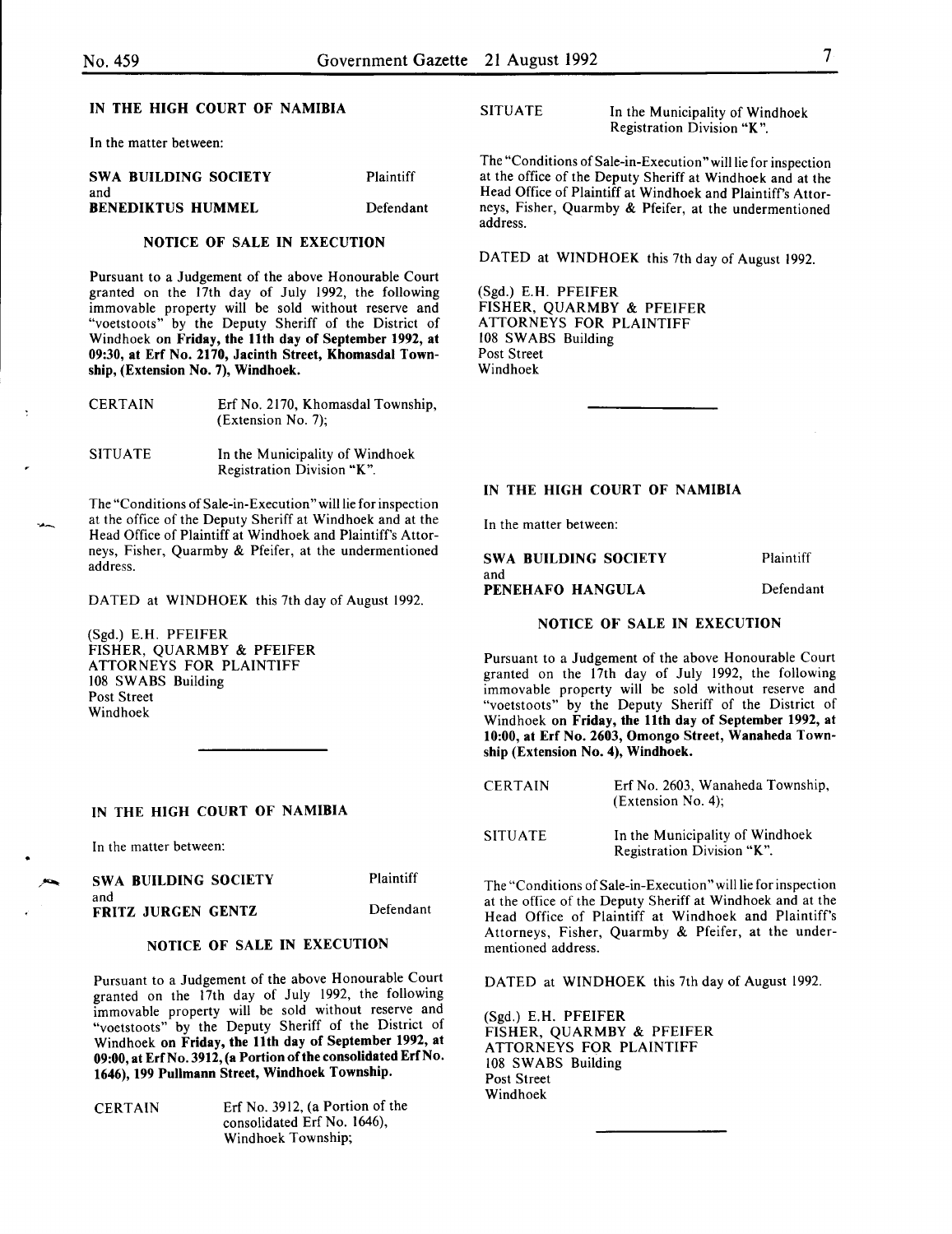## IN THE HIGH COURT OF NAMIBIA

In the matter between:

| | |
|---|---|
| **SWA BUILDING SOCIETY** | Plaintiff |
| and | |
| **BENEDIKTUS HUMMEL** | Defendant |

### NOTICE OF SALE IN EXECUTION

Pursuant to a Judgement of the above Honourable Court granted on the 17th day of July 1992, the following immovable property will be sold without reserve and "voetstoots" by the Deputy Sheriff of the District of Windhoek **on Friday, the 11th day of September 1992, at 09:30, at Erf No. 2170, Jacinth Street, Khomasdal Township, (Extension No. 7), Windhoek.**

| | |
|---|---|
| CERTAIN | Erf No. 2170, Khomasdal Township, (Extension No. 7); |
| SITUATE | In the Municipality of Windhoek Registration Division "K". |

The "Conditions of Sale-in-Execution" will lie for inspection at the office of the Deputy Sheriff at Windhoek and at the Head Office of Plaintiff at Windhoek and Plaintiff's Attorneys, Fisher, Quarmby & Pfeifer, at the undermentioned address.

DATED at WINDHOEK this 7th day of August 1992.

(Sgd.) E.H. PFEIFER
FISHER, QUARMBY & PFEIFER
ATTORNEYS FOR PLAINTIFF
108 SWABS Building
Post Street
Windhoek

---

## IN THE HIGH COURT OF NAMIBIA

In the matter between:

| | |
|---|---|
| **SWA BUILDING SOCIETY** | Plaintiff |
| and | |
| **FRITZ JURGEN GENTZ** | Defendant |

### NOTICE OF SALE IN EXECUTION

Pursuant to a Judgement of the above Honourable Court granted on the 17th day of July 1992, the following immovable property will be sold without reserve and "voetstoots" by the Deputy Sheriff of the District of Windhoek **on Friday, the 11th day of September 1992, at 09:00, at Erf No. 3912, (a Portion of the consolidated Erf No. 1646), 199 Pullmann Street, Windhoek Township.**

| | |
|---|---|
| CERTAIN | Erf No. 3912, (a Portion of the consolidated Erf No. 1646), Windhoek Township; |
| SITUATE | In the Municipality of Windhoek Registration Division "K". |

The "Conditions of Sale-in-Execution" will lie for inspection at the office of the Deputy Sheriff at Windhoek and at the Head Office of Plaintiff at Windhoek and Plaintiff's Attorneys, Fisher, Quarmby & Pfeifer, at the undermentioned address.

DATED at WINDHOEK this 7th day of August 1992.

(Sgd.) E.H. PFEIFER
FISHER, QUARMBY & PFEIFER
ATTORNEYS FOR PLAINTIFF
108 SWABS Building
Post Street
Windhoek

---

## IN THE HIGH COURT OF NAMIBIA

In the matter between:

| | |
|---|---|
| **SWA BUILDING SOCIETY** | Plaintiff |
| and | |
| **PENEHAFO HANGULA** | Defendant |

### NOTICE OF SALE IN EXECUTION

Pursuant to a Judgement of the above Honourable Court granted on the 17th day of July 1992, the following immovable property will be sold without reserve and "voetstoots" by the Deputy Sheriff of the District of Windhoek **on Friday, the 11th day of September 1992, at 10:00, at Erf No. 2603, Omongo Street, Wanaheda Township (Extension No. 4), Windhoek.**

| | |
|---|---|
| CERTAIN | Erf No. 2603, Wanaheda Township, (Extension No. 4); |
| SITUATE | In the Municipality of Windhoek Registration Division "K". |

The "Conditions of Sale-in-Execution" will lie for inspection at the office of the Deputy Sheriff at Windhoek and at the Head Office of Plaintiff at Windhoek and Plaintiff's Attorneys, Fisher, Quarmby & Pfeifer, at the undermentioned address.

DATED at WINDHOEK this 7th day of August 1992.

(Sgd.) E.H. PFEIFER
FISHER, QUARMBY & PFEIFER
ATTORNEYS FOR PLAINTIFF
108 SWABS Building
Post Street
Windhoek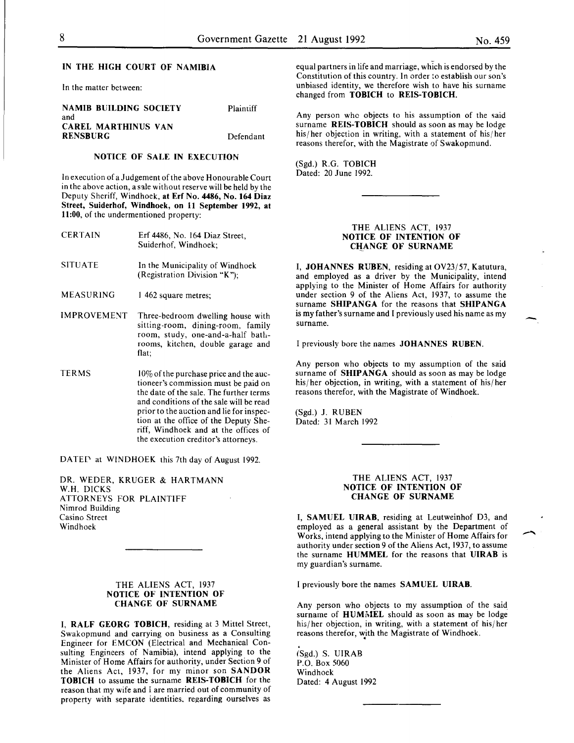## IN THE HIGH COURT OF NAMIBIA

In the matter between:

| | |
|---|---|
| **NAMIB BUILDING SOCIETY** | Plaintiff |
| and | |
| **CAREL MARTHINUS VAN RENSBURG** | Defendant |

### NOTICE OF SALE IN EXECUTION

In execution of a Judgement of the above Honourable Court in the above action, a sale without reserve will be held by the Deputy Sheriff, Windhoek, **at Erf No. 4486, No. 164 Diaz Street, Suiderhof, Windhoek, on 11 September 1992, at 11:00,** of the undermentioned property:

| | |
|---|---|
| CERTAIN | Erf 4486, No. 164 Diaz Street, Suiderhof, Windhoek; |
| SITUATE | In the Municipality of Windhoek (Registration Division "K"); |
| MEASURING | 1 462 square metres; |
| IMPROVEMENT | Three-bedroom dwelling house with sitting-room, dining-room, family room, study, one-and-a-half bathrooms, kitchen, double garage and flat; |
| TERMS | 10% of the purchase price and the auctioneer's commission must be paid on the date of the sale. The further terms and conditions of the sale will be read prior to the auction and lie for inspection at the office of the Deputy Sheriff, Windhoek and at the offices of the execution creditor's attorneys. |

DATED at WINDHOEK this 7th day of August 1992.

DR. WEDER, KRUGER & HARTMANN
W.H. DICKS
ATTORNEYS FOR PLAINTIFF
Nimrod Building
Casino Street
Windhoek

---

### THE ALIENS ACT, 1937
### NOTICE OF INTENTION OF CHANGE OF SURNAME

I, **RALF GEORG TOBICH**, residing at 3 Mittel Street, Swakopmund and carrying on business as a Consulting Engineer for EMCON (Electrical and Mechanical Consulting Engineers of Namibia), intend applying to the Minister of Home Affairs for authority, under Section 9 of the Aliens Act, 1937, for my minor son **SANDOR TOBICH** to assume the surname **REIS-TOBICH** for the reason that my wife and I are married out of community of property with separate identities, regarding ourselves as equal partners in life and marriage, which is endorsed by the Constitution of this country. In order to establish our son's unbiased identity, we therefore wish to have his surname changed from **TOBICH** to **REIS-TOBICH.**

Any person who objects to his assumption of the said surname **REIS-TOBICH** should as soon as may be lodge his/her objection in writing, with a statement of his/her reasons therefor, with the Magistrate of Swakopmund.

(Sgd.) R.G. TOBICH
Dated: 20 June 1992.

---

### THE ALIENS ACT, 1937
### NOTICE OF INTENTION OF CHANGE OF SURNAME

I, **JOHANNES RUBEN**, residing at OV23/57, Katutura, and employed as a driver by the Municipality, intend applying to the Minister of Home Affairs for authority under section 9 of the Aliens Act, 1937, to assume the surname **SHIPANGA** for the reasons that **SHIPANGA** is my father's surname and I previously used his name as my surname.

I previously bore the names **JOHANNES RUBEN.**

Any person who objects to my assumption of the said surname of **SHIPANGA** should as soon as may be lodge his/her objection, in writing, with a statement of his/her reasons therefor, with the Magistrate of Windhoek.

(Sgd.) J. RUBEN
Dated: 31 March 1992

---

### THE ALIENS ACT, 1937
### NOTICE OF INTENTION OF CHANGE OF SURNAME

I, **SAMUEL UIRAB**, residing at Leutweinhof D3, and employed as a general assistant by the Department of Works, intend applying to the Minister of Home Affairs for authority under section 9 of the Aliens Act, 1937, to assume the surname **HUMMEL** for the reasons that **UIRAB** is my guardian's surname.

I previously bore the names **SAMUEL UIRAB.**

Any person who objects to my assumption of the said surname of **HUMMEL** should as soon as may be lodge his/her objection, in writing, with a statement of his/her reasons therefor, with the Magistrate of Windhoek.

(Sgd.) S. UIRAB
P.O. Box 5060
Windhoek
Dated: 4 August 1992